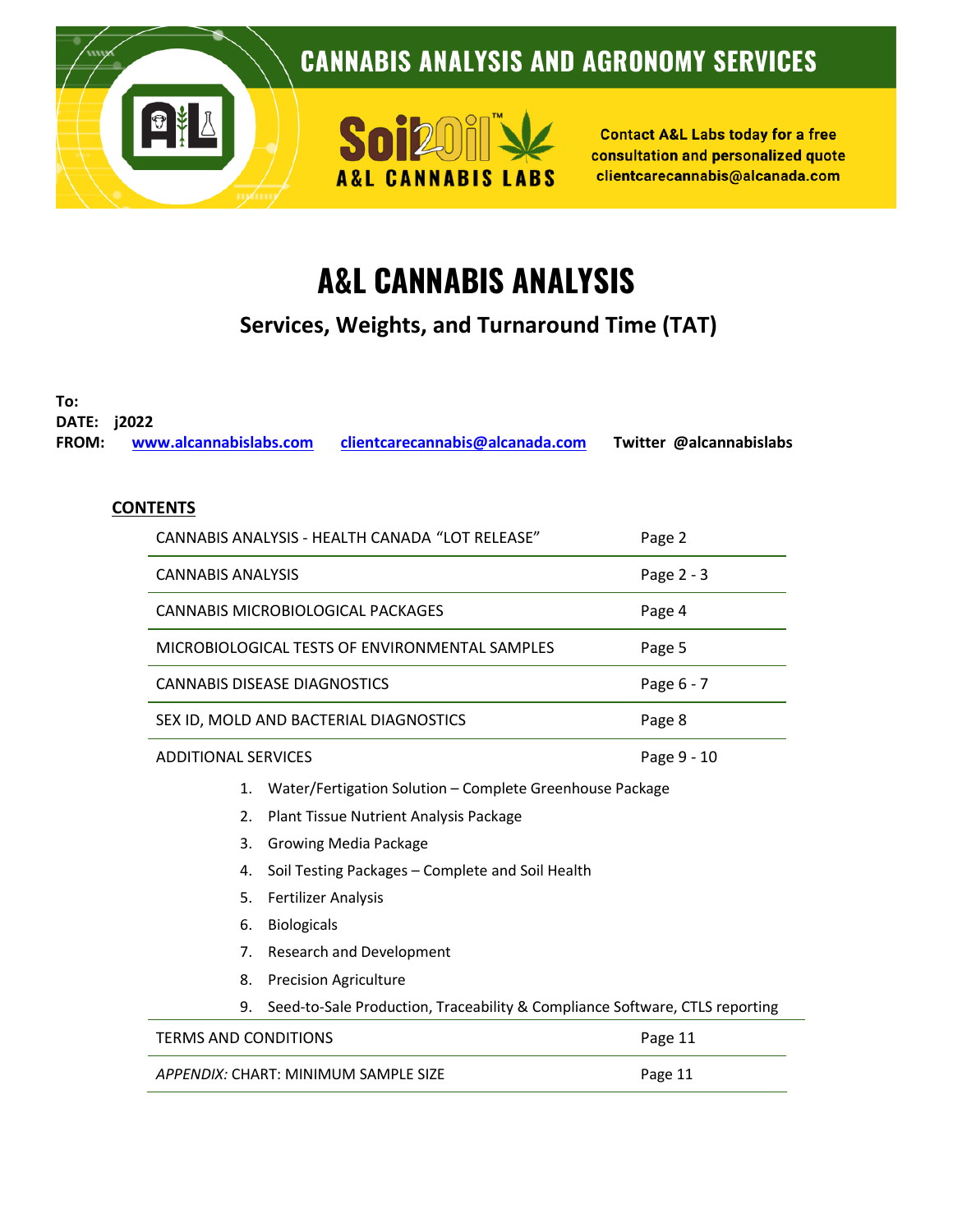CANNABIS ANALYSIS AND AGRONOMY SERVICES

Soil2Oil™ A&L CANNABIS LABS

Contact A&L Labs today for a free consultation and personalized quote clientcarecannabis@alcanada.com

# A&L CANNABIS ANALYSIS

## Services, Weights, and Turnaround Time (TAT)

**To:**
**DATE:** **j2022**
**FROM:** www.alcannabislabs.com clientcarecannabis@alcanada.com **Twitter @alcannabislabs**

**CONTENTS**

| | |
|---|---|
| CANNABIS ANALYSIS - HEALTH CANADA "LOT RELEASE" | Page 2 |
| CANNABIS ANALYSIS | Page 2 - 3 |
| CANNABIS MICROBIOLOGICAL PACKAGES | Page 4 |
| MICROBIOLOGICAL TESTS OF ENVIRONMENTAL SAMPLES | Page 5 |
| CANNABIS DISEASE DIAGNOSTICS | Page 6 - 7 |
| SEX ID, MOLD AND BACTERIAL DIAGNOSTICS | Page 8 |
| ADDITIONAL SERVICES | Page 9 - 10 |

1. Water/Fertigation Solution – Complete Greenhouse Package
2. Plant Tissue Nutrient Analysis Package
3. Growing Media Package
4. Soil Testing Packages – Complete and Soil Health
5. Fertilizer Analysis
6. Biologicals
7. Research and Development
8. Precision Agriculture
9. Seed-to-Sale Production, Traceability & Compliance Software, CTLS reporting

| | |
|---|---|
| TERMS AND CONDITIONS | Page 11 |
| *APPENDIX:* CHART: MINIMUM SAMPLE SIZE | Page 11 |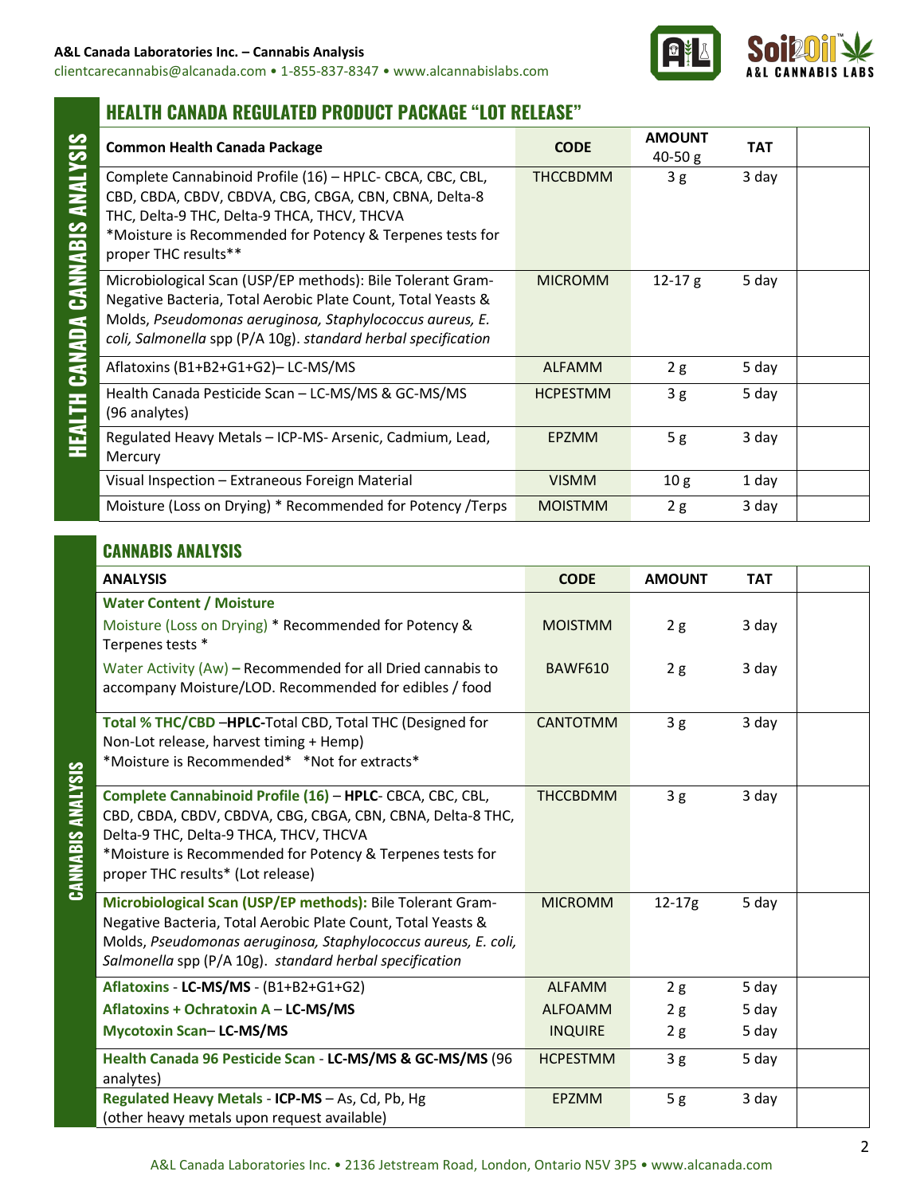## HEALTH CANADA REGULATED PRODUCT PACKAGE "LOT RELEASE"

**HEALTH CANADA CANNABIS ANALYSIS**

| Common Health Canada Package | CODE | AMOUNT 40-50 g | TAT | |
|---|---|---|---|---|
| Complete Cannabinoid Profile (16) – HPLC- CBCA, CBC, CBL, CBD, CBDA, CBDV, CBDVA, CBG, CBGA, CBN, CBNA, Delta-8 THC, Delta-9 THC, Delta-9 THCA, THCV, THCVA *Moisture is Recommended for Potency & Terpenes tests for proper THC results** | THCCBDMM | 3 g | 3 day | |
| Microbiological Scan (USP/EP methods): Bile Tolerant Gram-Negative Bacteria, Total Aerobic Plate Count, Total Yeasts & Molds, *Pseudomonas aeruginosa, Staphylococcus aureus, E. coli, Salmonella* spp (P/A 10g). *standard herbal specification* | MICROMM | 12-17 g | 5 day | |
| Aflatoxins (B1+B2+G1+G2)– LC-MS/MS | ALFAMM | 2 g | 5 day | |
| Health Canada Pesticide Scan – LC-MS/MS & GC-MS/MS (96 analytes) | HCPESTMM | 3 g | 5 day | |
| Regulated Heavy Metals – ICP-MS- Arsenic, Cadmium, Lead, Mercury | EPZMM | 5 g | 3 day | |
| Visual Inspection – Extraneous Foreign Material | VISMM | 10 g | 1 day | |
| Moisture (Loss on Drying) * Recommended for Potency /Terps | MOISTMM | 2 g | 3 day | |

## CANNABIS ANALYSIS

**CANNABIS ANALYSIS**

| ANALYSIS | CODE | AMOUNT | TAT | |
|---|---|---|---|---|
| **Water Content / Moisture** | | | | |
| Moisture (Loss on Drying) * Recommended for Potency & Terpenes tests * | MOISTMM | 2 g | 3 day | |
| Water Activity (Aw) **–** Recommended for all Dried cannabis to accompany Moisture/LOD. Recommended for edibles / food | BAWF610 | 2 g | 3 day | |
| **Total % THC/CBD** –**HPLC-**Total CBD, Total THC (Designed for Non-Lot release, harvest timing + Hemp) *Moisture is Recommended* *Not for extracts* | CANTOTMM | 3 g | 3 day | |
| **Complete Cannabinoid Profile (16)** – **HPLC**- CBCA, CBC, CBL, CBD, CBDA, CBDV, CBDVA, CBG, CBGA, CBN, CBNA, Delta-8 THC, Delta-9 THC, Delta-9 THCA, THCV, THCVA *Moisture is Recommended for Potency & Terpenes tests for proper THC results* (Lot release) | THCCBDMM | 3 g | 3 day | |
| **Microbiological Scan (USP/EP methods):** Bile Tolerant Gram-Negative Bacteria, Total Aerobic Plate Count, Total Yeasts & Molds, *Pseudomonas aeruginosa, Staphylococcus aureus, E. coli, Salmonella* spp (P/A 10g). *standard herbal specification* | MICROMM | 12-17g | 5 day | |
| **Aflatoxins** - **LC-MS/MS** - (B1+B2+G1+G2) | ALFAMM | 2 g | 5 day | |
| **Aflatoxins + Ochratoxin A** – **LC-MS/MS** | ALFOAMM | 2 g | 5 day | |
| **Mycotoxin Scan**– **LC-MS/MS** | INQUIRE | 2 g | 5 day | |
| **Health Canada 96 Pesticide Scan** - **LC-MS/MS & GC-MS/MS** (96 analytes) | HCPESTMM | 3 g | 5 day | |
| **Regulated Heavy Metals** - **ICP-MS** – As, Cd, Pb, Hg (other heavy metals upon request available) | EPZMM | 5 g | 3 day | |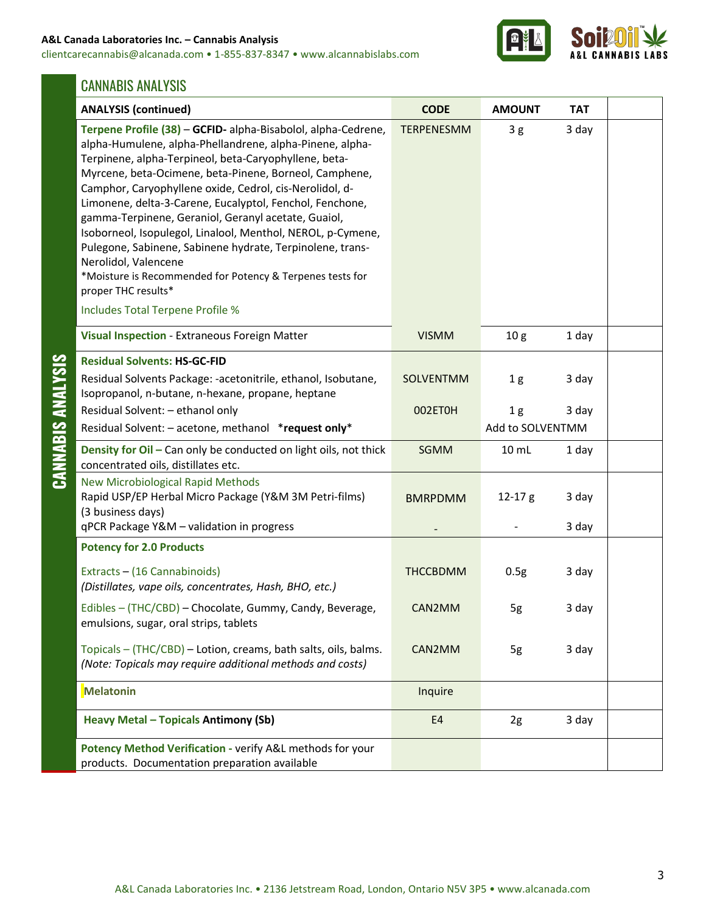## CANNABIS ANALYSIS

| ANALYSIS (continued) | CODE | AMOUNT | TAT | |
|---|---|---|---|---|
| **Terpene Profile (38)** – **GCFID-** alpha-Bisabolol, alpha-Cedrene, alpha-Humulene, alpha-Phellandrene, alpha-Pinene, alpha-Terpinene, alpha-Terpineol, beta-Caryophyllene, beta-Myrcene, beta-Ocimene, beta-Pinene, Borneol, Camphene, Camphor, Caryophyllene oxide, Cedrol, cis-Nerolidol, d-Limonene, delta-3-Carene, Eucalyptol, Fenchol, Fenchone, gamma-Terpinene, Geraniol, Geranyl acetate, Guaiol, Isoborneol, Isopulegol, Linalool, Menthol, NEROL, p-Cymene, Pulegone, Sabinene, Sabinene hydrate, Terpinolene, trans-Nerolidol, Valencene<br>*Moisture is Recommended for Potency & Terpenes tests for proper THC results*<br>Includes Total Terpene Profile % | TERPENESMM | 3 g | 3 day | |
| **Visual Inspection** - Extraneous Foreign Matter | VISMM | 10 g | 1 day | |
| **Residual Solvents: HS-GC-FID** | | | | |
| Residual Solvents Package: -acetonitrile, ethanol, Isobutane, Isopropanol, n-butane, n-hexane, propane, heptane | SOLVENTMM | 1 g | 3 day | |
| Residual Solvent: – ethanol only | 002ETOH | 1 g | 3 day | |
| Residual Solvent: – acetone, methanol **\*request only\*** | | Add to SOLVENTMM | | |
| **Density for Oil –** Can only be conducted on light oils, not thick concentrated oils, distillates etc. | SGMM | 10 mL | 1 day | |
| New Microbiological Rapid Methods<br>Rapid USP/EP Herbal Micro Package (Y&M 3M Petri-films) (3 business days) | BMRPDMM | 12-17 g | 3 day | |
| qPCR Package Y&M – validation in progress | - | - | 3 day | |
| **Potency for 2.0 Products** | | | | |
| Extracts – (16 Cannabinoids)<br>*(Distillates, vape oils, concentrates, Hash, BHO, etc.)* | THCCBDMM | 0.5g | 3 day | |
| Edibles – (THC/CBD) – Chocolate, Gummy, Candy, Beverage, emulsions, sugar, oral strips, tablets | CAN2MM | 5g | 3 day | |
| Topicals – (THC/CBD) – Lotion, creams, bath salts, oils, balms.<br>*(Note: Topicals may require additional methods and costs)* | CAN2MM | 5g | 3 day | |
| **Melatonin** | Inquire | | | |
| **Heavy Metal – Topicals Antimony (Sb)** | E4 | 2g | 3 day | |
| **Potency Method Verification** - verify A&L methods for your products. Documentation preparation available | | | | |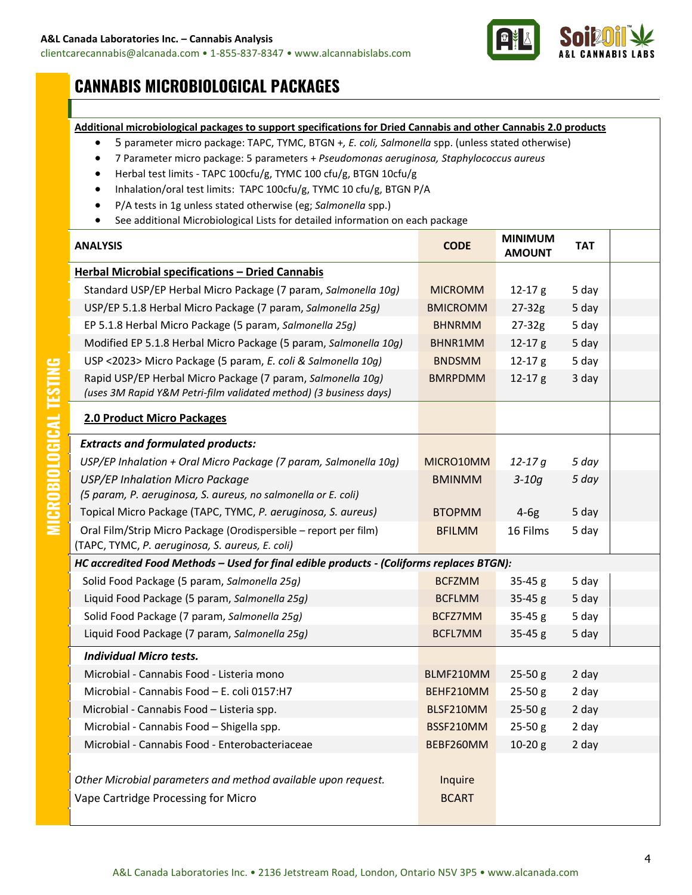# CANNABIS MICROBIOLOGICAL PACKAGES

MICROBIOLOGICAL TESTING

**Additional microbiological packages to support specifications for Dried Cannabis and other Cannabis 2.0 products**

- 5 parameter micro package: TAPC, TYMC, BTGN +, *E. coli, Salmonella* spp. (unless stated otherwise)
- 7 Parameter micro package: 5 parameters + *Pseudomonas aeruginosa, Staphylococcus aureus*
- Herbal test limits - TAPC 100cfu/g, TYMC 100 cfu/g, BTGN 10cfu/g
- Inhalation/oral test limits: TAPC 100cfu/g, TYMC 10 cfu/g, BTGN P/A
- P/A tests in 1g unless stated otherwise (eg; *Salmonella* spp.)
- See additional Microbiological Lists for detailed information on each package

| ANALYSIS | CODE | MINIMUM AMOUNT | TAT |
|---|---|---|---|
| **Herbal Microbial specifications – Dried Cannabis** | | | |
| Standard USP/EP Herbal Micro Package (7 param, *Salmonella 10g)* | MICROMM | 12-17 g | 5 day |
| USP/EP 5.1.8 Herbal Micro Package (7 param, *Salmonella 25g)* | BMICROMM | 27-32g | 5 day |
| EP 5.1.8 Herbal Micro Package (5 param, *Salmonella 25g)* | BHNRMM | 27-32g | 5 day |
| Modified EP 5.1.8 Herbal Micro Package (5 param, *Salmonella 10g)* | BHNR1MM | 12-17 g | 5 day |
| USP <2023> Micro Package (5 param, *E. coli & Salmonella 10g)* | BNDSMM | 12-17 g | 5 day |
| Rapid USP/EP Herbal Micro Package (7 param, *Salmonella 10g)* *(uses 3M Rapid Y&M Petri-film validated method) (3 business days)* | BMRPDMM | 12-17 g | 3 day |
| **2.0 Product Micro Packages** | | | |
| ***Extracts and formulated products:*** | | | |
| *USP/EP Inhalation + Oral Micro Package (7 param, Salmonella 10g)* | MICRO10MM | *12-17 g* | *5 day* |
| *USP/EP Inhalation Micro Package (5 param, P. aeruginosa, S. aureus, no salmonella or E. coli)* | BMINMM | *3-10g* | *5 day* |
| Topical Micro Package (TAPC, TYMC, *P. aeruginosa, S. aureus)* | BTOPMM | 4-6g | 5 day |
| Oral Film/Strip Micro Package (Orodispersible – report per film) (TAPC, TYMC, *P. aeruginosa, S. aureus, E. coli)* | BFILMM | 16 Films | 5 day |
| ***HC accredited Food Methods – Used for final edible products - (Coliforms replaces BTGN):*** | | | |
| Solid Food Package (5 param, *Salmonella 25g)* | BCFZMM | 35-45 g | 5 day |
| Liquid Food Package (5 param, *Salmonella 25g)* | BCFLMM | 35-45 g | 5 day |
| Solid Food Package (7 param, *Salmonella 25g)* | BCFZ7MM | 35-45 g | 5 day |
| Liquid Food Package (7 param, *Salmonella 25g)* | BCFL7MM | 35-45 g | 5 day |
| ***Individual Micro tests.*** | | | |
| Microbial - Cannabis Food - Listeria mono | BLMF210MM | 25-50 g | 2 day |
| Microbial - Cannabis Food – E. coli 0157:H7 | BEHF210MM | 25-50 g | 2 day |
| Microbial - Cannabis Food – Listeria spp. | BLSF210MM | 25-50 g | 2 day |
| Microbial - Cannabis Food – Shigella spp. | BSSF210MM | 25-50 g | 2 day |
| Microbial - Cannabis Food - Enterobacteriaceae | BEBF260MM | 10-20 g | 2 day |
| *Other Microbial parameters and method available upon request.* | Inquire | | |
| Vape Cartridge Processing for Micro | BCART | | |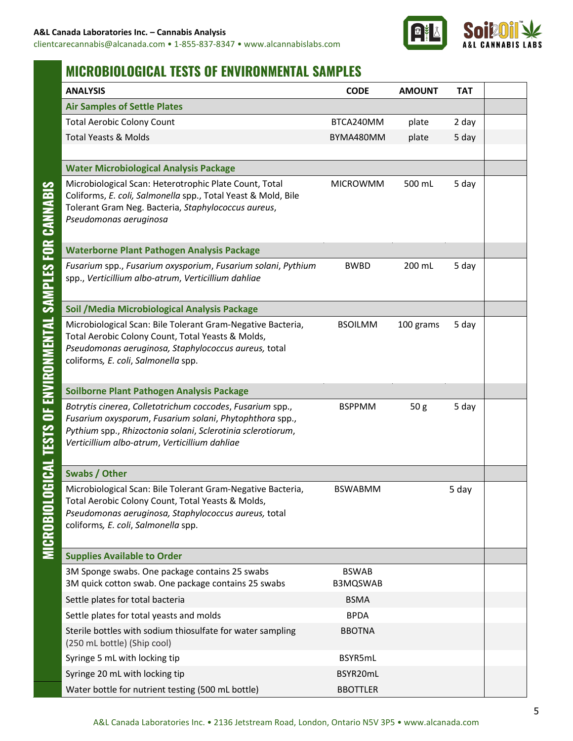# MICROBIOLOGICAL TESTS OF ENVIRONMENTAL SAMPLES

| ANALYSIS | CODE | AMOUNT | TAT | |
|---|---|---|---|---|
| **Air Samples of Settle Plates** | | | | |
| Total Aerobic Colony Count | BTCA240MM | plate | 2 day | |
| Total Yeasts & Molds | BYMA480MM | plate | 5 day | |
| | | | | |
| **Water Microbiological Analysis Package** | | | | |
| Microbiological Scan: Heterotrophic Plate Count, Total Coliforms, *E. coli*, *Salmonella* spp., Total Yeast & Mold, Bile Tolerant Gram Neg. Bacteria, *Staphylococcus aureus*, *Pseudomonas aeruginosa* | MICROWMM | 500 mL | 5 day | |
| **Waterborne Plant Pathogen Analysis Package** | | | | |
| *Fusarium* spp., *Fusarium oxysporium*, *Fusarium solani*, *Pythium* spp., *Verticillium albo-atrum*, *Verticillium dahliae* | BWBD | 200 mL | 5 day | |
| **Soil /Media Microbiological Analysis Package** | | | | |
| Microbiological Scan: Bile Tolerant Gram-Negative Bacteria, Total Aerobic Colony Count, Total Yeasts & Molds, *Pseudomonas aeruginosa, Staphylococcus aureus,* total coliforms*, E. coli*, *Salmonella* spp. | BSOILMM | 100 grams | 5 day | |
| **Soilborne Plant Pathogen Analysis Package** | | | | |
| *Botrytis cinerea*, *Colletotrichum coccodes*, *Fusarium* spp., *Fusarium oxysporum*, *Fusarium solani*, *Phytophthora* spp., *Pythium* spp., *Rhizoctonia solani*, *Sclerotinia sclerotiorum*, *Verticillium albo-atrum*, *Verticillium dahliae* | BSPPMM | 50 g | 5 day | |
| **Swabs / Other** | | | | |
| Microbiological Scan: Bile Tolerant Gram-Negative Bacteria, Total Aerobic Colony Count, Total Yeasts & Molds, *Pseudomonas aeruginosa, Staphylococcus aureus,* total coliforms*, E. coli*, *Salmonella* spp. | BSWABMM | | 5 day | |
| **Supplies Available to Order** | | | | |
| 3M Sponge swabs. One package contains 25 swabs<br>3M quick cotton swab. One package contains 25 swabs | BSWAB<br>B3MQSWAB | | | |
| Settle plates for total bacteria | BSMA | | | |
| Settle plates for total yeasts and molds | BPDA | | | |
| Sterile bottles with sodium thiosulfate for water sampling (250 mL bottle) (Ship cool) | BBOTNA | | | |
| Syringe 5 mL with locking tip | BSYR5mL | | | |
| Syringe 20 mL with locking tip | BSYR20mL | | | |
| Water bottle for nutrient testing (500 mL bottle) | BBOTTLER | | | |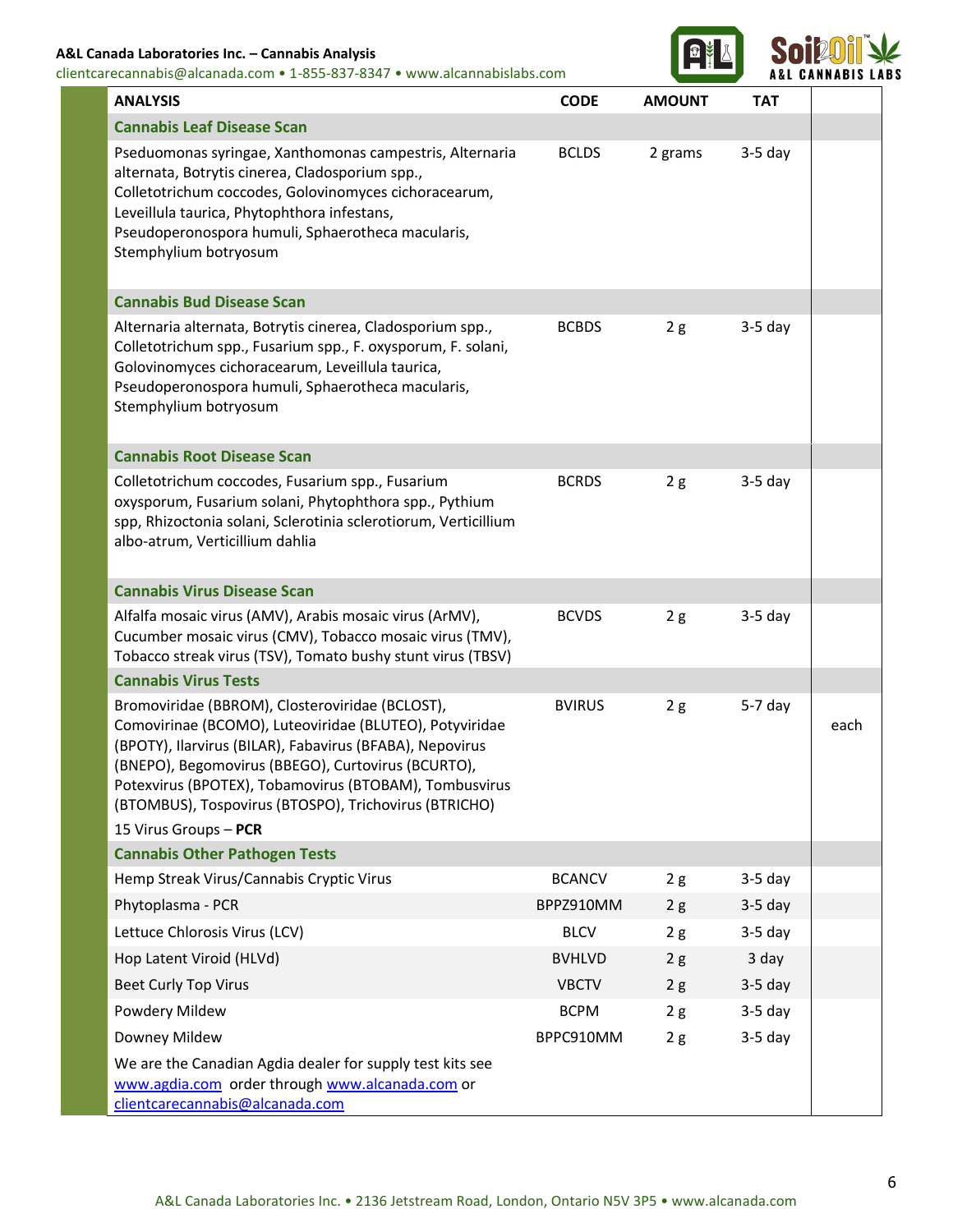| ANALYSIS | CODE | AMOUNT | TAT | |
|---|---|---|---|---|
| **Cannabis Leaf Disease Scan** | | | | |
| Pseduomonas syringae, Xanthomonas campestris, Alternaria alternata, Botrytis cinerea, Cladosporium spp., Colletotrichum coccodes, Golovinomyces cichoracearum, Leveillula taurica, Phytophthora infestans, Pseudoperonospora humuli, Sphaerotheca macularis, Stemphylium botryosum | BCLDS | 2 grams | 3-5 day | |
| **Cannabis Bud Disease Scan** | | | | |
| Alternaria alternata, Botrytis cinerea, Cladosporium spp., Colletotrichum spp., Fusarium spp., F. oxysporum, F. solani, Golovinomyces cichoracearum, Leveillula taurica, Pseudoperonospora humuli, Sphaerotheca macularis, Stemphylium botryosum | BCBDS | 2 g | 3-5 day | |
| **Cannabis Root Disease Scan** | | | | |
| Colletotrichum coccodes, Fusarium spp., Fusarium oxysporum, Fusarium solani, Phytophthora spp., Pythium spp, Rhizoctonia solani, Sclerotinia sclerotiorum, Verticillium albo-atrum, Verticillium dahlia | BCRDS | 2 g | 3-5 day | |
| **Cannabis Virus Disease Scan** | | | | |
| Alfalfa mosaic virus (AMV), Arabis mosaic virus (ArMV), Cucumber mosaic virus (CMV), Tobacco mosaic virus (TMV), Tobacco streak virus (TSV), Tomato bushy stunt virus (TBSV) | BCVDS | 2 g | 3-5 day | |
| **Cannabis Virus Tests** | | | | |
| Bromoviridae (BBROM), Closteroviridae (BCLOST), Comovirinae (BCOMO), Luteoviridae (BLUTEO), Potyviridae (BPOTY), Ilarvirus (BILAR), Fabavirus (BFABA), Nepovirus (BNEPO), Begomovirus (BBEGO), Curtovirus (BCURTO), Potexvirus (BPOTEX), Tobamovirus (BTOBAM), Tombusvirus (BTOMBUS), Tospovirus (BTOSPO), Trichovirus (BTRICHO)<br>15 Virus Groups – **PCR** | BVIRUS | 2 g | 5-7 day | each |
| **Cannabis Other Pathogen Tests** | | | | |
| Hemp Streak Virus/Cannabis Cryptic Virus | BCANCV | 2 g | 3-5 day | |
| Phytoplasma - PCR | BPPZ910MM | 2 g | 3-5 day | |
| Lettuce Chlorosis Virus (LCV) | BLCV | 2 g | 3-5 day | |
| Hop Latent Viroid (HLVd) | BVHLVD | 2 g | 3 day | |
| Beet Curly Top Virus | VBCTV | 2 g | 3-5 day | |
| Powdery Mildew | BCPM | 2 g | 3-5 day | |
| Downey Mildew | BPPC910MM | 2 g | 3-5 day | |
| We are the Canadian Agdia dealer for supply test kits see www.agdia.com order through www.alcanada.com or clientcarecannabis@alcanada.com | | | | |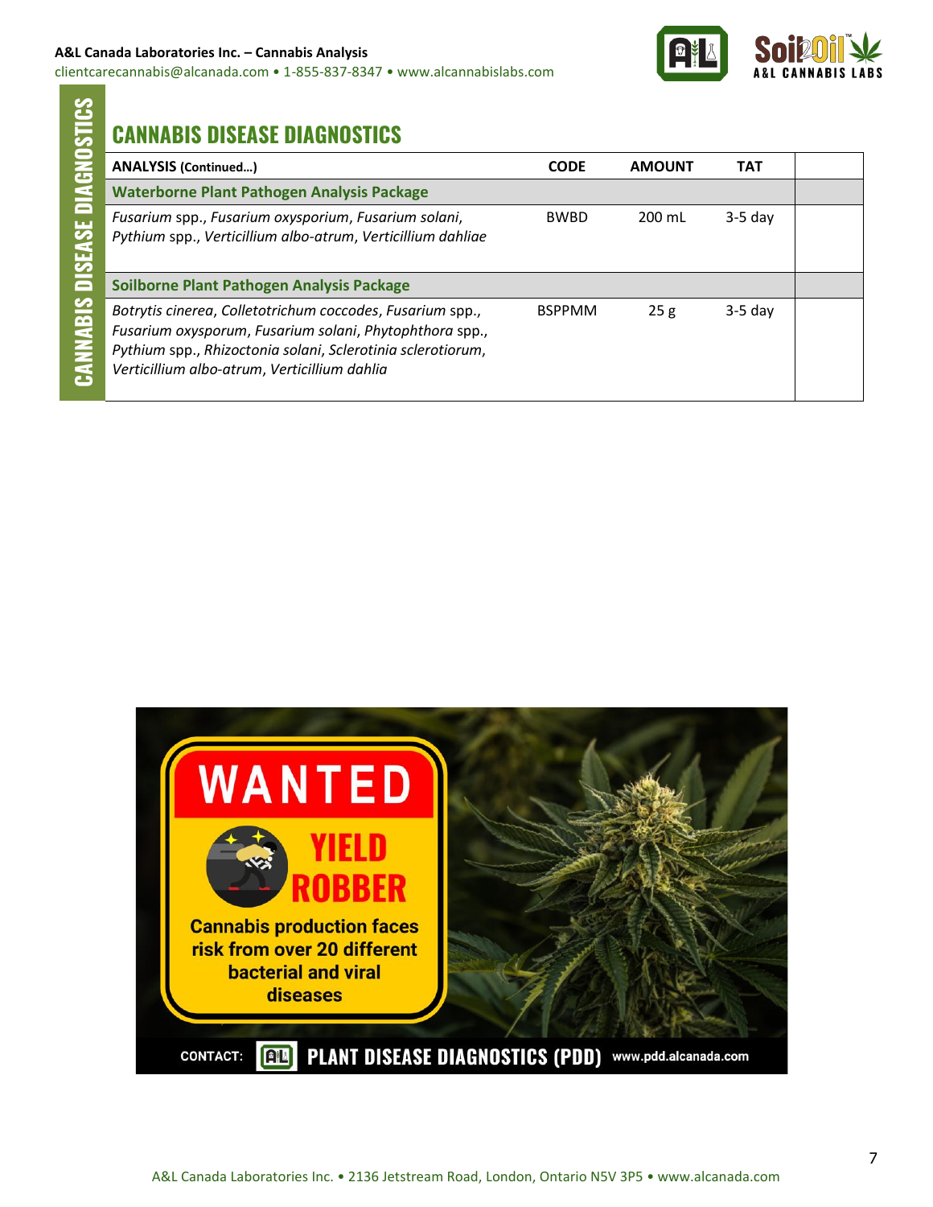## CANNABIS DISEASE DIAGNOSTICS

| ANALYSIS (Continued…) | CODE | AMOUNT | TAT | |
|---|---|---|---|---|
| **Waterborne Plant Pathogen Analysis Package** | | | | |
| *Fusarium* spp., *Fusarium oxysporium*, *Fusarium solani*, *Pythium* spp., *Verticillium albo-atrum*, *Verticillium dahliae* | BWBD | 200 mL | 3-5 day | |
| **Soilborne Plant Pathogen Analysis Package** | | | | |
| *Botrytis cinerea*, *Colletotrichum coccodes*, *Fusarium* spp., *Fusarium oxysporium*, *Fusarium solani*, *Phytophthora* spp., *Pythium* spp., *Rhizoctonia solani*, *Sclerotinia sclerotiorum*, *Verticillium albo-atrum*, *Verticillium dahlia* | BSPPMM | 25 g | 3-5 day | |

WANTED

YIELD ROBBER

Cannabis production faces risk from over 20 different bacterial and viral diseases

CONTACT: PLANT DISEASE DIAGNOSTICS (PDD) www.pdd.alcanada.com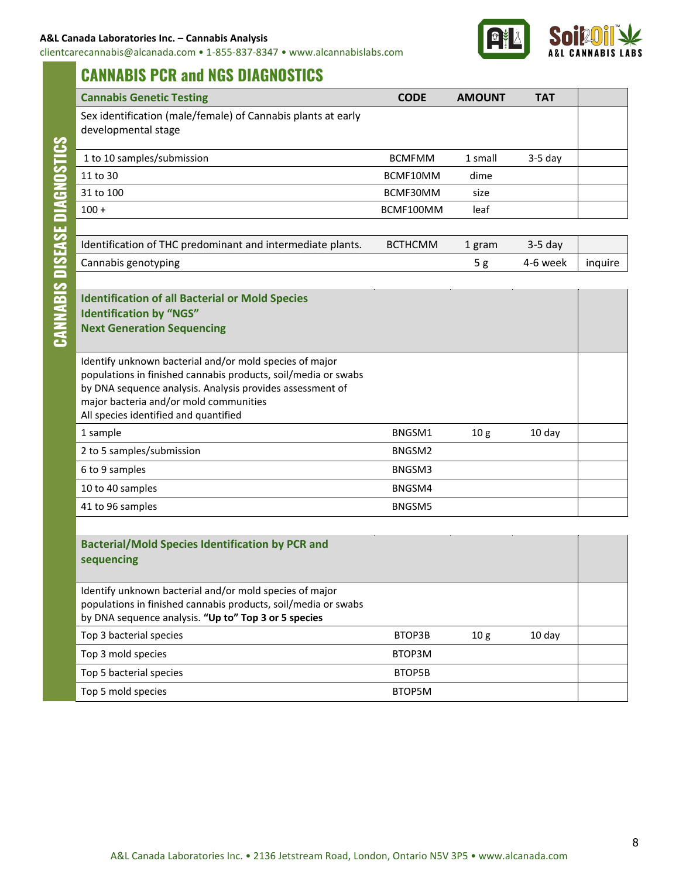## CANNABIS PCR and NGS DIAGNOSTICS

CANNABIS DISEASE DIAGNOSTICS

| Cannabis Genetic Testing | CODE | AMOUNT | TAT | |
|---|---|---|---|---|
| Sex identification (male/female) of Cannabis plants at early developmental stage | | | | |
| 1 to 10 samples/submission | BCMFMM | 1 small | 3-5 day | |
| 11 to 30 | BCMF10MM | dime | | |
| 31 to 100 | BCMF30MM | size | | |
| 100 + | BCMF100MM | leaf | | |

| | | | | |
|---|---|---|---|---|
| Identification of THC predominant and intermediate plants. | BCTHCMM | 1 gram | 3-5 day | |
| Cannabis genotyping | | 5 g | 4-6 week | inquire |

| Identification of all Bacterial or Mold Species Identification by "NGS" Next Generation Sequencing | | | | |
|---|---|---|---|---|
| Identify unknown bacterial and/or mold species of major populations in finished cannabis products, soil/media or swabs by DNA sequence analysis. Analysis provides assessment of major bacteria and/or mold communities All species identified and quantified | | | | |
| 1 sample | BNGSM1 | 10 g | 10 day | |
| 2 to 5 samples/submission | BNGSM2 | | | |
| 6 to 9 samples | BNGSM3 | | | |
| 10 to 40 samples | BNGSM4 | | | |
| 41 to 96 samples | BNGSM5 | | | |

| Bacterial/Mold Species Identification by PCR and sequencing | | | | |
|---|---|---|---|---|
| Identify unknown bacterial and/or mold species of major populations in finished cannabis products, soil/media or swabs by DNA sequence analysis. **"Up to" Top 3 or 5 species** | | | | |
| Top 3 bacterial species | BTOP3B | 10 g | 10 day | |
| Top 3 mold species | BTOP3M | | | |
| Top 5 bacterial species | BTOP5B | | | |
| Top 5 mold species | BTOP5M | | | |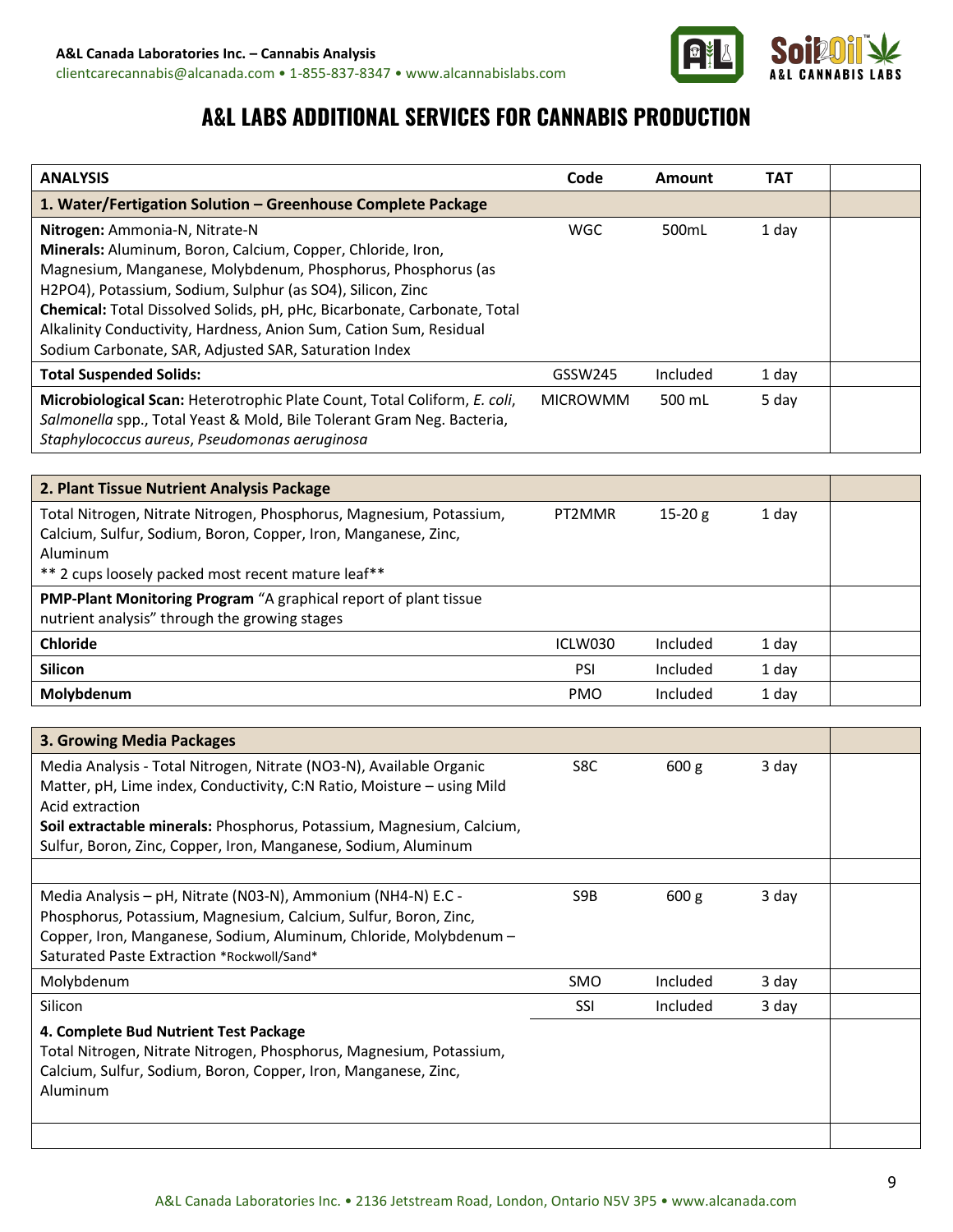# A&L LABS ADDITIONAL SERVICES FOR CANNABIS PRODUCTION

| ANALYSIS | Code | Amount | TAT | |
|---|---|---|---|---|
| **1. Water/Fertigation Solution – Greenhouse Complete Package** | | | | |
| **Nitrogen:** Ammonia-N, Nitrate-N<br>**Minerals:** Aluminum, Boron, Calcium, Copper, Chloride, Iron, Magnesium, Manganese, Molybdenum, Phosphorus, Phosphorus (as H2PO4), Potassium, Sodium, Sulphur (as SO4), Silicon, Zinc<br>**Chemical:** Total Dissolved Solids, pH, pHc, Bicarbonate, Carbonate, Total Alkalinity Conductivity, Hardness, Anion Sum, Cation Sum, Residual Sodium Carbonate, SAR, Adjusted SAR, Saturation Index | WGC | 500mL | 1 day | |
| **Total Suspended Solids:** | GSSW245 | Included | 1 day | |
| **Microbiological Scan:** Heterotrophic Plate Count, Total Coliform, *E. coli*, *Salmonella* spp., Total Yeast & Mold, Bile Tolerant Gram Neg. Bacteria, *Staphylococcus aureus*, *Pseudomonas aeruginosa* | MICROWMM | 500 mL | 5 day | |

| | | | | |
|---|---|---|---|---|
| **2. Plant Tissue Nutrient Analysis Package** | | | | |
| Total Nitrogen, Nitrate Nitrogen, Phosphorus, Magnesium, Potassium, Calcium, Sulfur, Sodium, Boron, Copper, Iron, Manganese, Zinc, Aluminum<br>** 2 cups loosely packed most recent mature leaf** | PT2MMR | 15-20 g | 1 day | |
| **PMP-Plant Monitoring Program** "A graphical report of plant tissue nutrient analysis" through the growing stages | | | | |
| **Chloride** | ICLW030 | Included | 1 day | |
| **Silicon** | PSI | Included | 1 day | |
| **Molybdenum** | PMO | Included | 1 day | |

| | | | | |
|---|---|---|---|---|
| **3. Growing Media Packages** | | | | |
| Media Analysis - Total Nitrogen, Nitrate (NO3-N), Available Organic Matter, pH, Lime index, Conductivity, C:N Ratio, Moisture – using Mild Acid extraction<br>**Soil extractable minerals:** Phosphorus, Potassium, Magnesium, Calcium, Sulfur, Boron, Zinc, Copper, Iron, Manganese, Sodium, Aluminum | S8C | 600 g | 3 day | |
| | | | | |
| Media Analysis – pH, Nitrate (N03-N), Ammonium (NH4-N) E.C - Phosphorus, Potassium, Magnesium, Calcium, Sulfur, Boron, Zinc, Copper, Iron, Manganese, Sodium, Aluminum, Chloride, Molybdenum – Saturated Paste Extraction *Rockwool/Sand* | S9B | 600 g | 3 day | |
| Molybdenum | SMO | Included | 3 day | |
| Silicon | SSI | Included | 3 day | |
| **4. Complete Bud Nutrient Test Package**<br>Total Nitrogen, Nitrate Nitrogen, Phosphorus, Magnesium, Potassium, Calcium, Sulfur, Sodium, Boron, Copper, Iron, Manganese, Zinc, Aluminum | | | | |
| | | | | |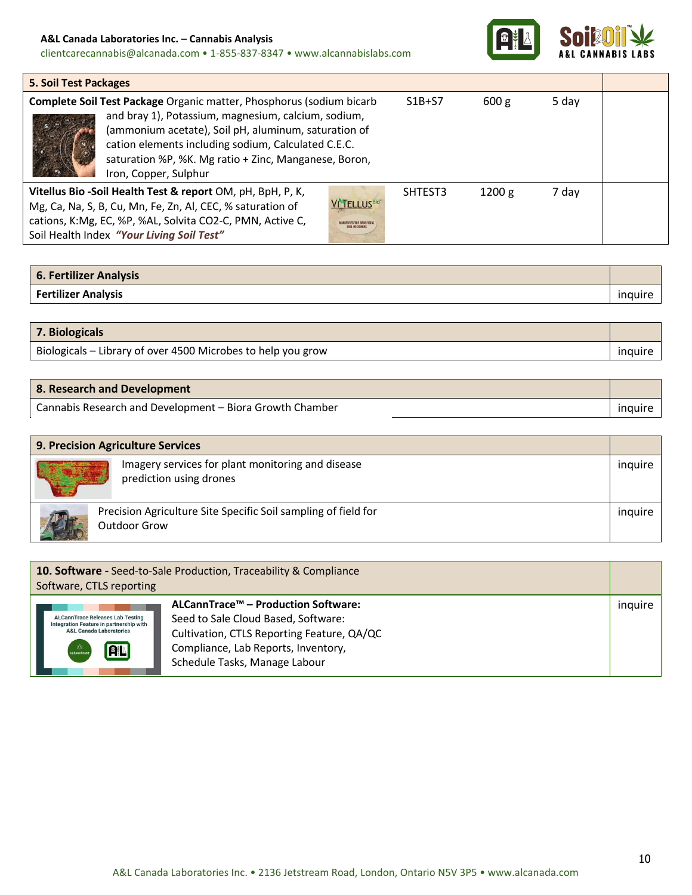| 5. Soil Test Packages | | | | |
|---|---|---|---|---|
| **Complete Soil Test Package** Organic matter, Phosphorus (sodium bicarb and bray 1), Potassium, magnesium, calcium, sodium, (ammonium acetate), Soil pH, aluminum, saturation of cation elements including sodium, Calculated C.E.C. saturation %P, %K. Mg ratio + Zinc, Manganese, Boron, Iron, Copper, Sulphur | S1B+S7 | 600 g | 5 day | |
| **Vitellus Bio -Soil Health Test & report** OM, pH, BpH, P, K, Mg, Ca, Na, S, B, Cu, Mn, Fe, Zn, Al, CEC, % saturation of cations, K:Mg, EC, %P, %AL, Solvita CO2-C, PMN, Active C, Soil Health Index ***"Your Living Soil Test"*** | SHTEST3 | 1200 g | 7 day | |

| 6. Fertilizer Analysis | |
|---|---|
| **Fertilizer Analysis** | inquire |

| 7. Biologicals | |
|---|---|
| Biologicals – Library of over 4500 Microbes to help you grow | inquire |

| 8. Research and Development | |
|---|---|
| Cannabis Research and Development – Biora Growth Chamber | inquire |

| 9. Precision Agriculture Services | |
|---|---|
| Imagery services for plant monitoring and disease prediction using drones | inquire |
| Precision Agriculture Site Specific Soil sampling of field for Outdoor Grow | inquire |

| **10. Software -** Seed-to-Sale Production, Traceability & Compliance Software, CTLS reporting | |
|---|---|
| **ALCannTrace™ – Production Software:** Seed to Sale Cloud Based, Software: Cultivation, CTLS Reporting Feature, QA/QC Compliance, Lab Reports, Inventory, Schedule Tasks, Manage Labour | inquire |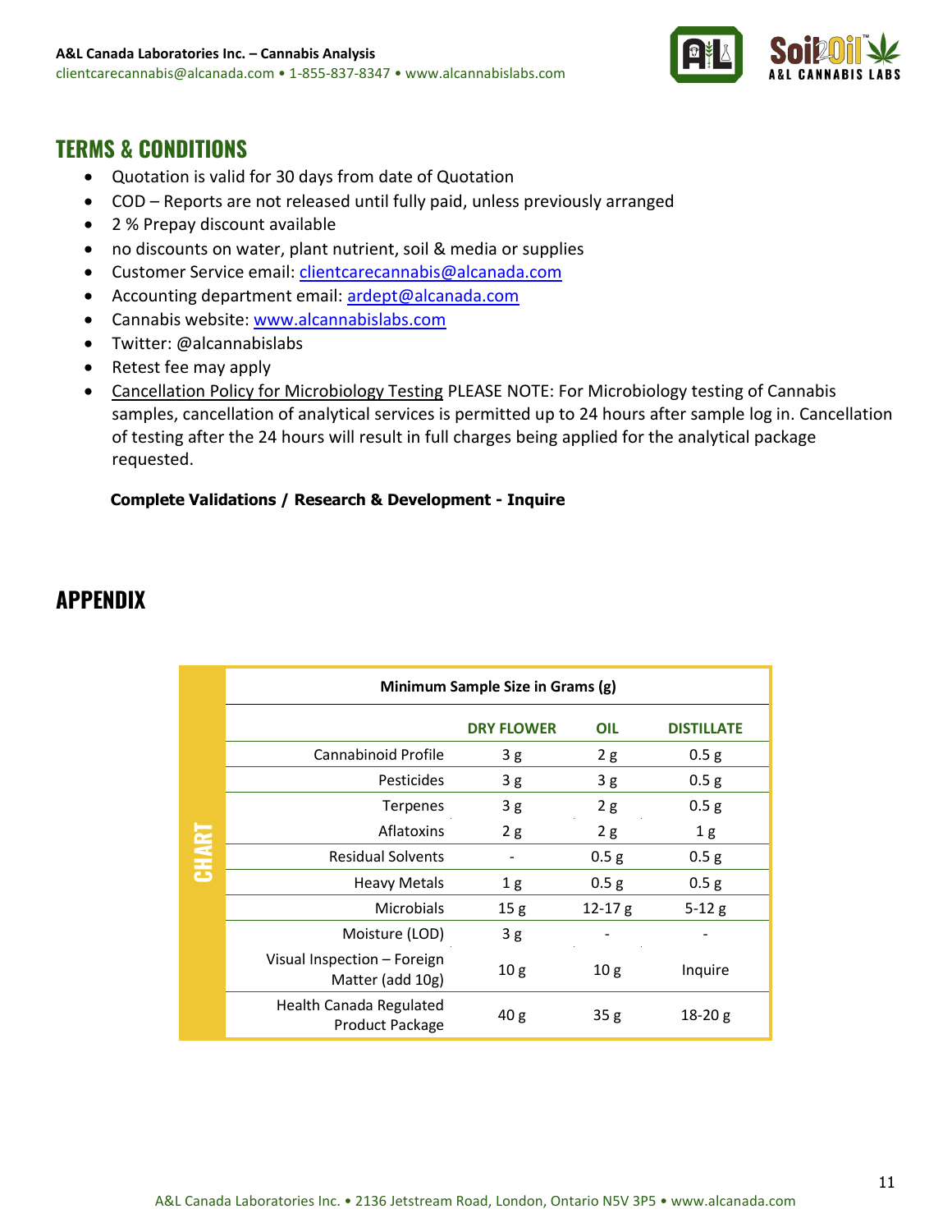## TERMS & CONDITIONS

- Quotation is valid for 30 days from date of Quotation
- COD – Reports are not released until fully paid, unless previously arranged
- 2 % Prepay discount available
- no discounts on water, plant nutrient, soil & media or supplies
- Customer Service email: clientcarecannabis@alcanada.com
- Accounting department email: ardept@alcanada.com
- Cannabis website: www.alcannabislabs.com
- Twitter: @alcannabislabs
- Retest fee may apply
- Cancellation Policy for Microbiology Testing PLEASE NOTE: For Microbiology testing of Cannabis samples, cancellation of analytical services is permitted up to 24 hours after sample log in. Cancellation of testing after the 24 hours will result in full charges being applied for the analytical package requested.

**Complete Validations / Research & Development - Inquire**

## APPENDIX

**CHART**

**Minimum Sample Size in Grams (g)**

| | DRY FLOWER | OIL | DISTILLATE |
|---|---|---|---|
| Cannabinoid Profile | 3 g | 2 g | 0.5 g |
| Pesticides | 3 g | 3 g | 0.5 g |
| Terpenes | 3 g | 2 g | 0.5 g |
| Aflatoxins | 2 g | 2 g | 1 g |
| Residual Solvents | - | 0.5 g | 0.5 g |
| Heavy Metals | 1 g | 0.5 g | 0.5 g |
| Microbials | 15 g | 12-17 g | 5-12 g |
| Moisture (LOD) | 3 g | - | - |
| Visual Inspection – Foreign Matter (add 10g) | 10 g | 10 g | Inquire |
| Health Canada Regulated Product Package | 40 g | 35 g | 18-20 g |